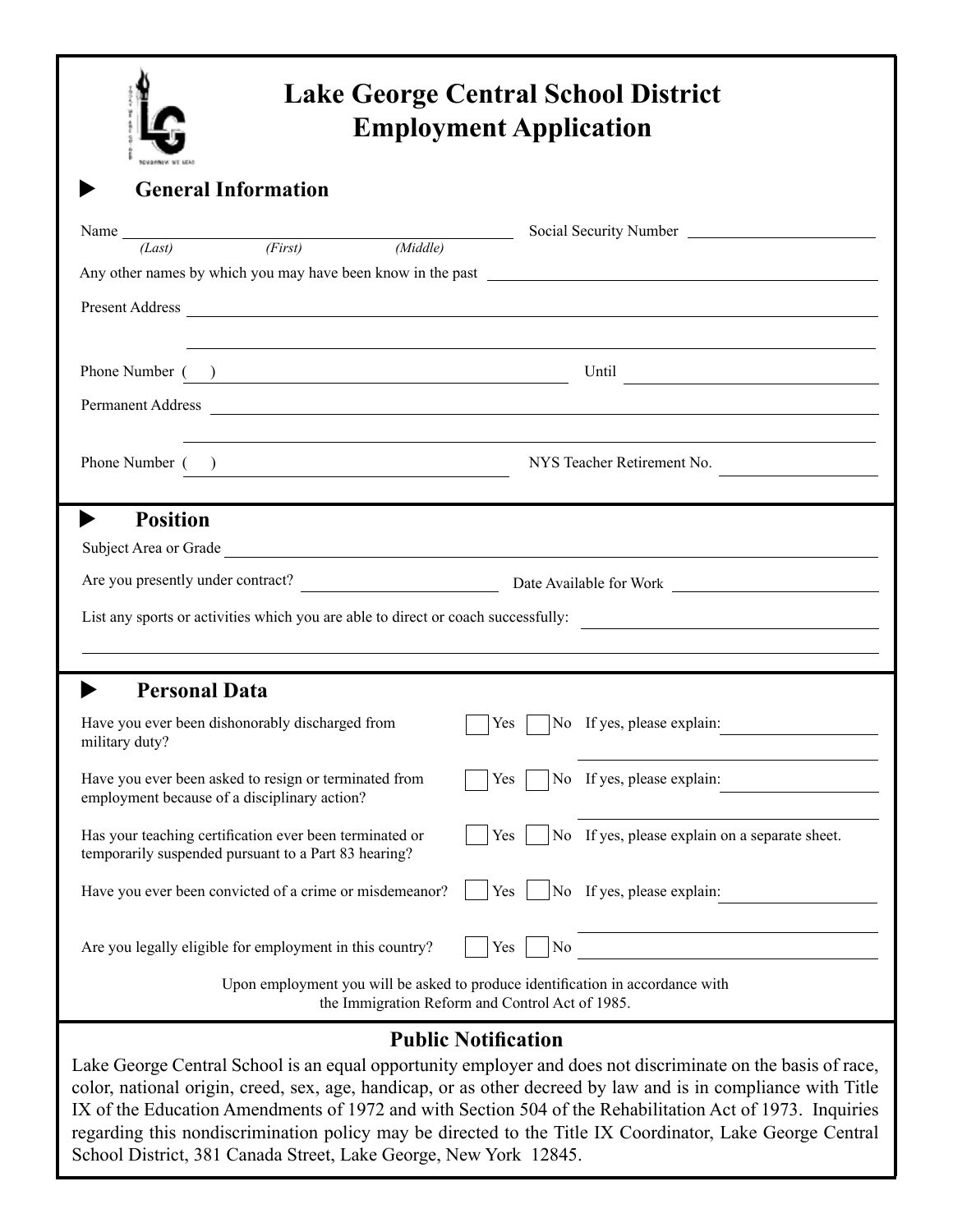# Lake George Central School District
# Employment Application

## General Information

Name ______________________________ Social Security Number ____________
*(Last)* *(First)* *(Middle)*

Any other names by which you may have been know in the past ____________

Present Address ____________

Phone Number ( ) ____________ Until ____________

Permanent Address ____________

Phone Number ( ) ____________ NYS Teacher Retirement No. ____________

## Position

Subject Area or Grade ____________

Are you presently under contract? ____________ Date Available for Work ____________

List any sports or activities which you are able to direct or coach successfully: ____________

## Personal Data

Have you ever been dishonorably discharged from military duty? ☐ Yes ☐ No If yes, please explain: ____________

Have you ever been asked to resign or terminated from employment because of a disciplinary action? ☐ Yes ☐ No If yes, please explain: ____________

Has your teaching certification ever been terminated or temporarily suspended pursuant to a Part 83 hearing? ☐ Yes ☐ No If yes, please explain on a separate sheet.

Have you ever been convicted of a crime or misdemeanor? ☐ Yes ☐ No If yes, please explain: ____________

Are you legally eligible for employment in this country? ☐ Yes ☐ No ____________

Upon employment you will be asked to produce identification in accordance with the Immigration Reform and Control Act of 1985.

## Public Notification

Lake George Central School is an equal opportunity employer and does not discriminate on the basis of race, color, national origin, creed, sex, age, handicap, or as other decreed by law and is in compliance with Title IX of the Education Amendments of 1972 and with Section 504 of the Rehabilitation Act of 1973. Inquiries regarding this nondiscrimination policy may be directed to the Title IX Coordinator, Lake George Central School District, 381 Canada Street, Lake George, New York 12845.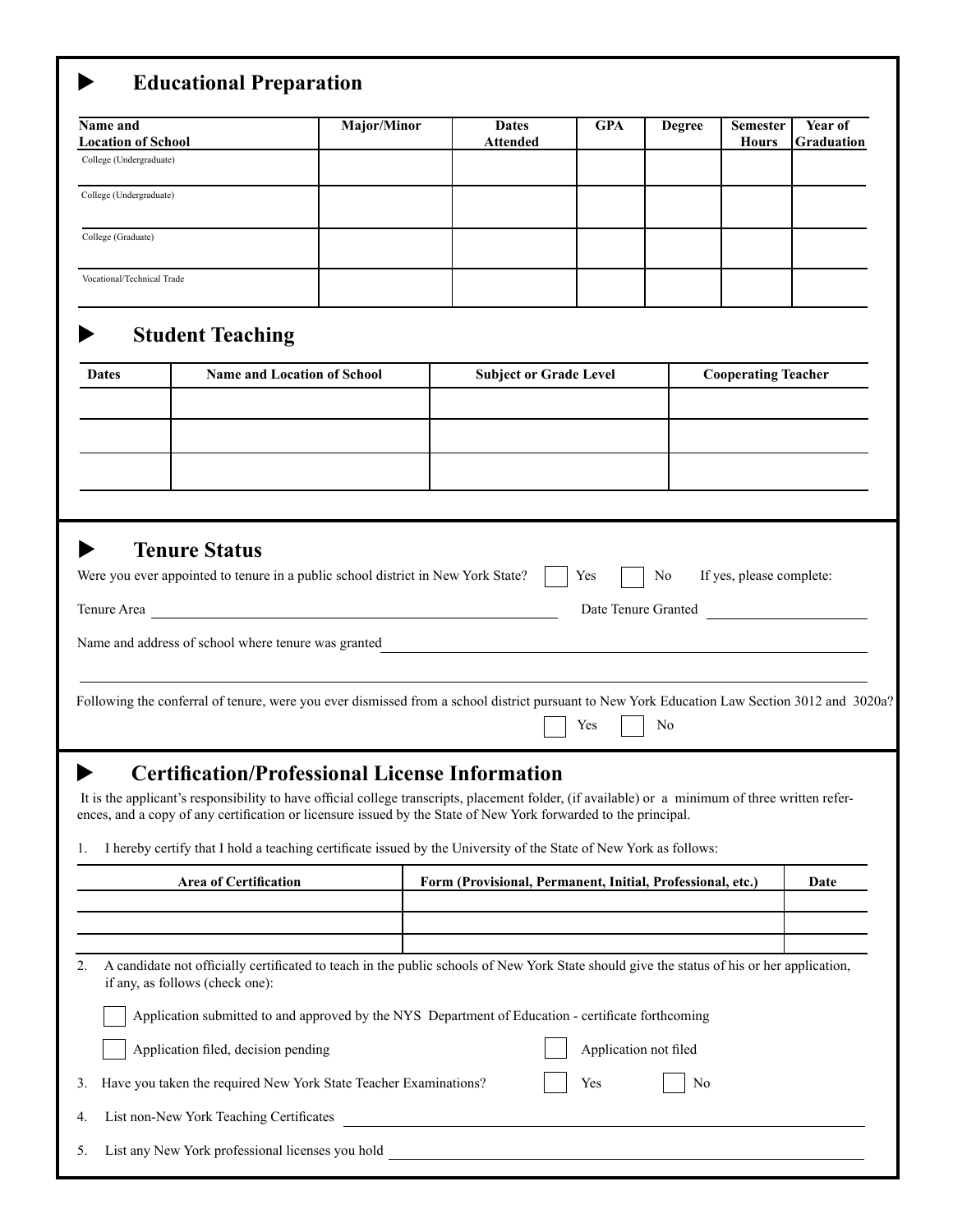## Educational Preparation

| Name and Location of School | Major/Minor | Dates Attended | GPA | Degree | Semester Hours | Year of Graduation |
|---|---|---|---|---|---|---|
| College (Undergraduate) | | | | | | |
| College (Undergraduate) | | | | | | |
| College (Graduate) | | | | | | |
| Vocational/Technical Trade | | | | | | |

## Student Teaching

| Dates | Name and Location of School | Subject or Grade Level | Cooperating Teacher |
|---|---|---|---|
| | | | |
| | | | |
| | | | |

## Tenure Status

Were you ever appointed to tenure in a public school district in New York State? ☐ Yes ☐ No If yes, please complete:

Tenure Area \_\_\_\_\_\_\_\_\_\_\_\_\_\_\_\_\_\_\_\_\_\_\_\_ Date Tenure Granted \_\_\_\_\_\_\_\_\_\_\_\_

Name and address of school where tenure was granted \_\_\_\_\_\_\_\_\_\_\_\_\_\_\_\_\_\_\_\_\_\_\_\_

Following the conferral of tenure, were you ever dismissed from a school district pursuant to New York Education Law Section 3012 and 3020a? ☐ Yes ☐ No

## Certification/Professional License Information

It is the applicant's responsibility to have official college transcripts, placement folder, (if available) or a minimum of three written references, and a copy of any certification or licensure issued by the State of New York forwarded to the principal.

1. I hereby certify that I hold a teaching certificate issued by the University of the State of New York as follows:

| Area of Certification | Form (Provisional, Permanent, Initial, Professional, etc.) | Date |
|---|---|---|
| | | |
| | | |

2. A candidate not officially certificated to teach in the public schools of New York State should give the status of his or her application, if any, as follows (check one):

   ☐ Application submitted to and approved by the NYS Department of Education - certificate forthcoming

   ☐ Application filed, decision pending ☐ Application not filed

3. Have you taken the required New York State Teacher Examinations? ☐ Yes ☐ No

4. List non-New York Teaching Certificates \_\_\_\_\_\_\_\_\_\_\_\_\_\_\_\_\_\_\_\_\_\_\_\_

5. List any New York professional licenses you hold \_\_\_\_\_\_\_\_\_\_\_\_\_\_\_\_\_\_\_\_\_\_\_\_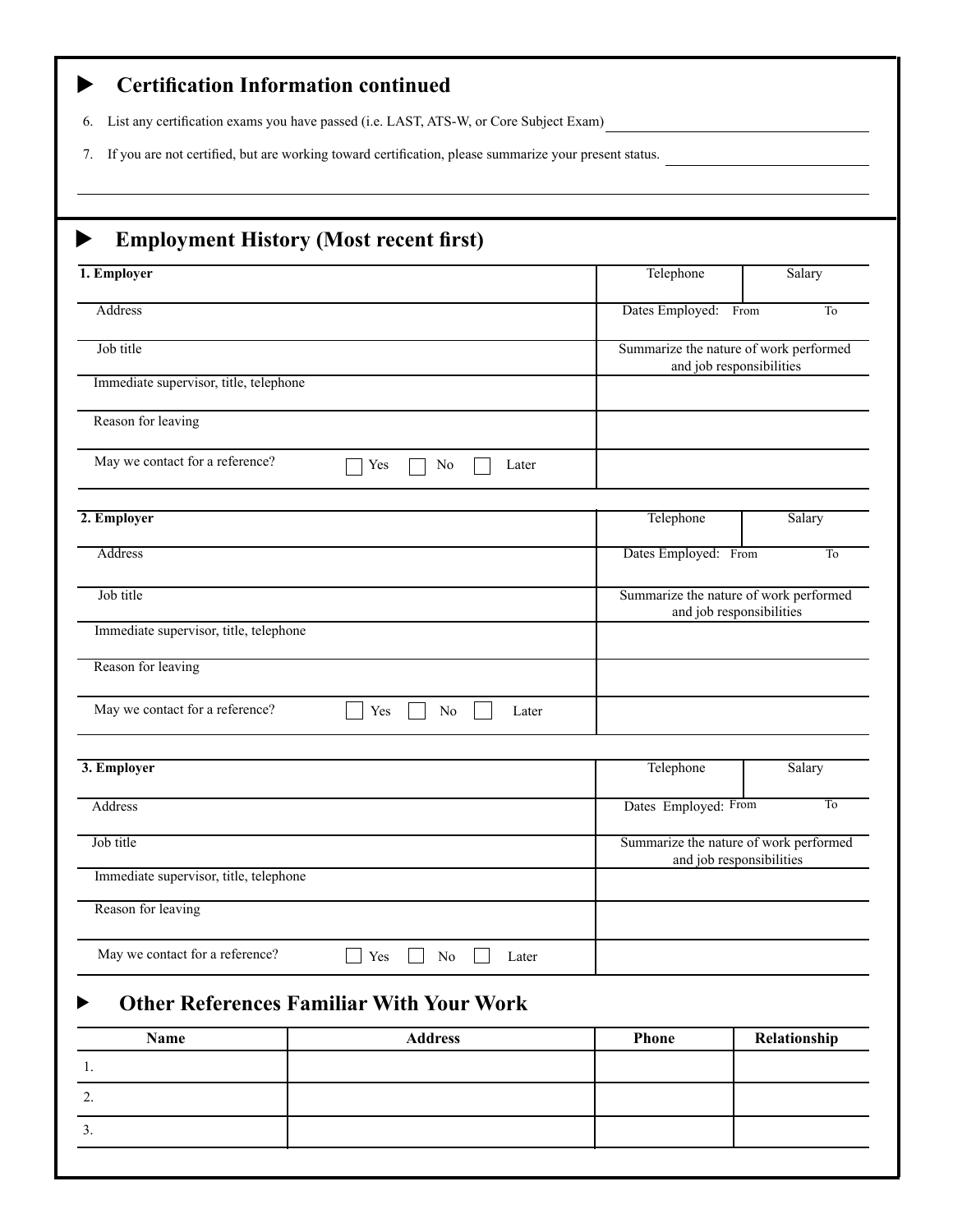## Certification Information continued

6. List any certification exams you have passed (i.e. LAST, ATS-W, or Core Subject Exam) \_\_\_\_\_\_\_\_\_\_\_\_\_\_\_\_\_\_\_\_

7. If you are not certified, but are working toward certification, please summarize your present status. \_\_\_\_\_\_\_\_\_\_\_\_\_\_\_\_\_\_\_\_

## Employment History (Most recent first)

| | | |
|---|---|---|
| **1. Employer** | Telephone | Salary |
| Address | Dates Employed: From | To |
| Job title | Summarize the nature of work performed and job responsibilities | |
| Immediate supervisor, title, telephone | | |
| Reason for leaving | | |
| May we contact for a reference? ☐ Yes ☐ No ☐ Later | | |

| | | |
|---|---|---|
| **2. Employer** | Telephone | Salary |
| Address | Dates Employed: From | To |
| Job title | Summarize the nature of work performed and job responsibilities | |
| Immediate supervisor, title, telephone | | |
| Reason for leaving | | |
| May we contact for a reference? ☐ Yes ☐ No ☐ Later | | |

| | | |
|---|---|---|
| **3. Employer** | Telephone | Salary |
| Address | Dates Employed: From | To |
| Job title | Summarize the nature of work performed and job responsibilities | |
| Immediate supervisor, title, telephone | | |
| Reason for leaving | | |
| May we contact for a reference? ☐ Yes ☐ No ☐ Later | | |

## Other References Familiar With Your Work

| Name | Address | Phone | Relationship |
|---|---|---|---|
| 1. | | | |
| 2. | | | |
| 3. | | | |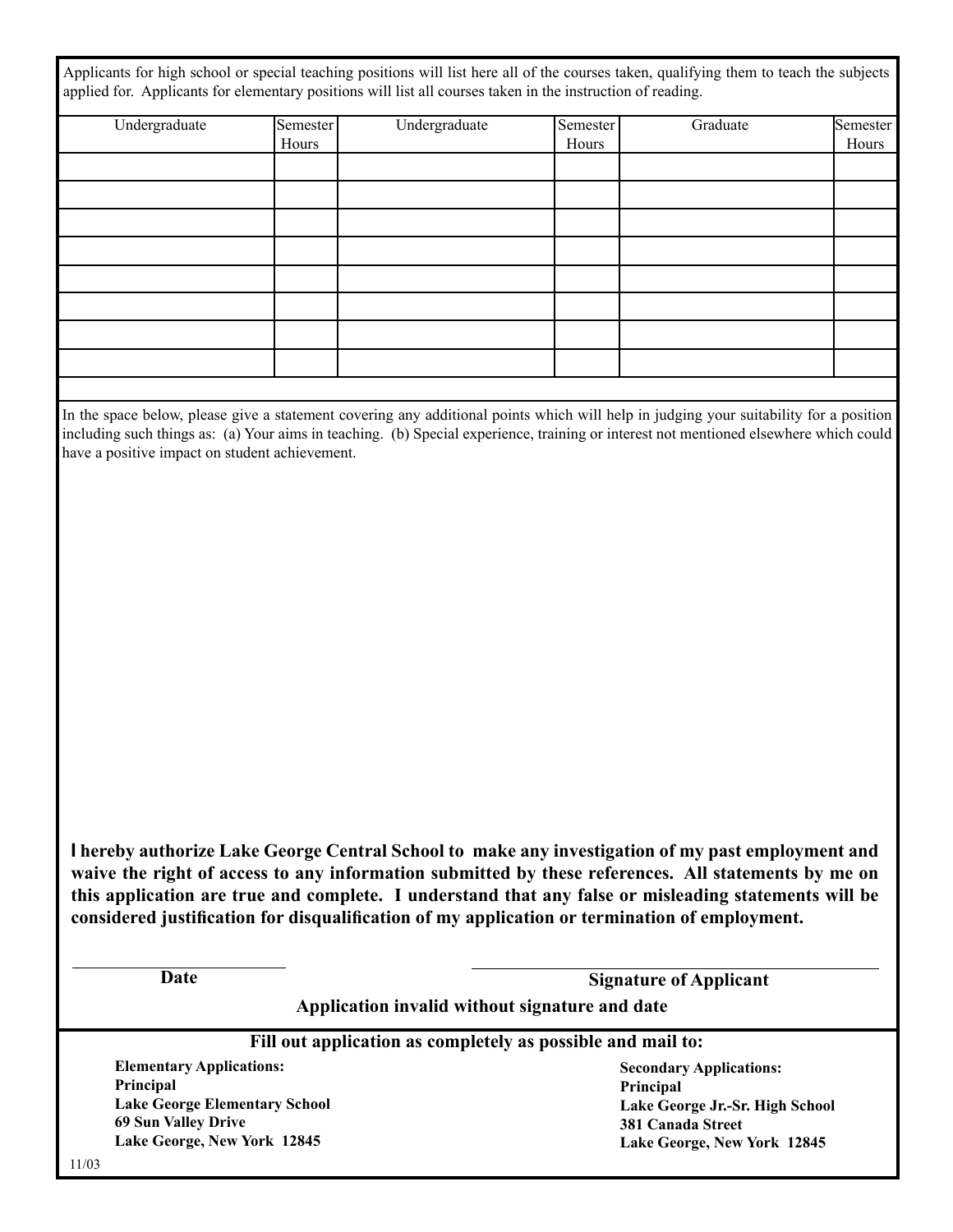Applicants for high school or special teaching positions will list here all of the courses taken, qualifying them to teach the subjects applied for. Applicants for elementary positions will list all courses taken in the instruction of reading.

| Undergraduate | Semester Hours | Undergraduate | Semester Hours | Graduate | Semester Hours |
|---|---|---|---|---|---|
| | | | | | |
| | | | | | |
| | | | | | |
| | | | | | |
| | | | | | |
| | | | | | |
| | | | | | |
| | | | | | |

In the space below, please give a statement covering any additional points which will help in judging your suitability for a position including such things as: (a) Your aims in teaching. (b) Special experience, training or interest not mentioned elsewhere which could have a positive impact on student achievement.

**I hereby authorize Lake George Central School to make any investigation of my past employment and waive the right of access to any information submitted by these references. All statements by me on this application are true and complete. I understand that any false or misleading statements will be considered justification for disqualification of my application or termination of employment.**

**Date** ______________________ **Signature of Applicant** ______________________

**Application invalid without signature and date**

**Fill out application as completely as possible and mail to:**

**Elementary Applications:**
**Principal**
**Lake George Elementary School**
**69 Sun Valley Drive**
**Lake George, New York 12845**

**Secondary Applications:**
**Principal**
**Lake George Jr.-Sr. High School**
**381 Canada Street**
**Lake George, New York 12845**

11/03